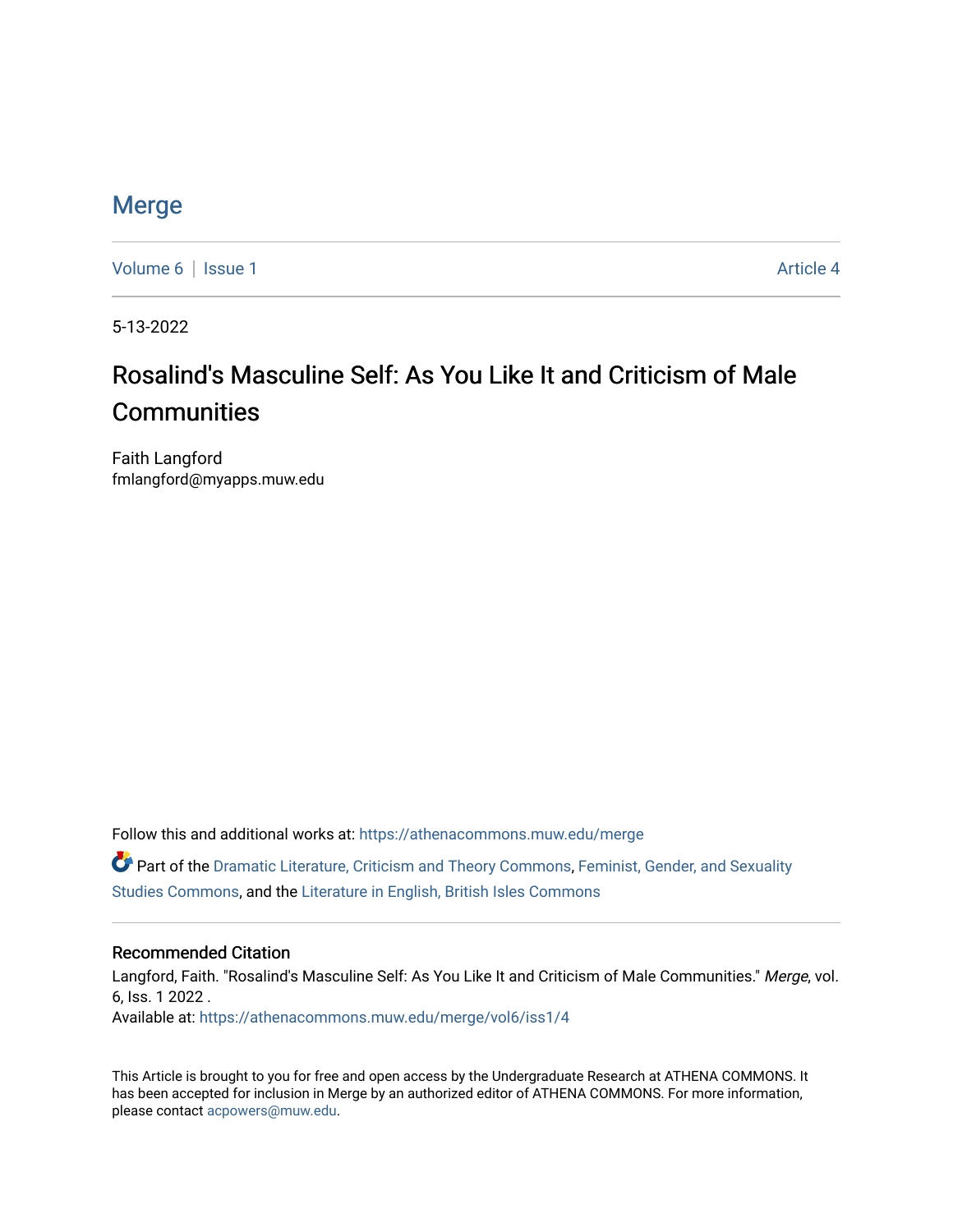# Merge

Volume 6 | Issue 1 Article 4

5-13-2022

## Rosalind's Masculine Self: As You Like It and Criticism of Male Communities

Faith Langford
fmlangford@myapps.muw.edu

Follow this and additional works at: https://athenacommons.muw.edu/merge

Part of the Dramatic Literature, Criticism and Theory Commons, Feminist, Gender, and Sexuality Studies Commons, and the Literature in English, British Isles Commons

### Recommended Citation

Langford, Faith. "Rosalind's Masculine Self: As You Like It and Criticism of Male Communities." *Merge*, vol. 6, Iss. 1 2022 .
Available at: https://athenacommons.muw.edu/merge/vol6/iss1/4

This Article is brought to you for free and open access by the Undergraduate Research at ATHENA COMMONS. It has been accepted for inclusion in Merge by an authorized editor of ATHENA COMMONS. For more information, please contact acpowers@muw.edu.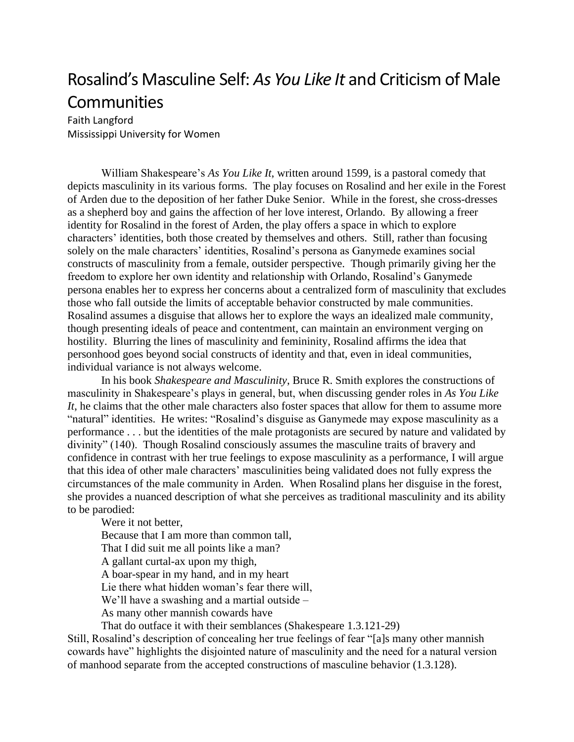# Rosalind's Masculine Self: *As You Like It* and Criticism of Male Communities

Faith Langford
Mississippi University for Women

William Shakespeare's *As You Like It*, written around 1599, is a pastoral comedy that depicts masculinity in its various forms. The play focuses on Rosalind and her exile in the Forest of Arden due to the deposition of her father Duke Senior. While in the forest, she cross-dresses as a shepherd boy and gains the affection of her love interest, Orlando. By allowing a freer identity for Rosalind in the forest of Arden, the play offers a space in which to explore characters' identities, both those created by themselves and others. Still, rather than focusing solely on the male characters' identities, Rosalind's persona as Ganymede examines social constructs of masculinity from a female, outsider perspective. Though primarily giving her the freedom to explore her own identity and relationship with Orlando, Rosalind's Ganymede persona enables her to express her concerns about a centralized form of masculinity that excludes those who fall outside the limits of acceptable behavior constructed by male communities. Rosalind assumes a disguise that allows her to explore the ways an idealized male community, though presenting ideals of peace and contentment, can maintain an environment verging on hostility. Blurring the lines of masculinity and femininity, Rosalind affirms the idea that personhood goes beyond social constructs of identity and that, even in ideal communities, individual variance is not always welcome.

In his book *Shakespeare and Masculinity*, Bruce R. Smith explores the constructions of masculinity in Shakespeare's plays in general, but, when discussing gender roles in *As You Like It*, he claims that the other male characters also foster spaces that allow for them to assume more "natural" identities. He writes: "Rosalind's disguise as Ganymede may expose masculinity as a performance . . . but the identities of the male protagonists are secured by nature and validated by divinity" (140). Though Rosalind consciously assumes the masculine traits of bravery and confidence in contrast with her true feelings to expose masculinity as a performance, I will argue that this idea of other male characters' masculinities being validated does not fully express the circumstances of the male community in Arden. When Rosalind plans her disguise in the forest, she provides a nuanced description of what she perceives as traditional masculinity and its ability to be parodied:

> Were it not better,
> Because that I am more than common tall,
> That I did suit me all points like a man?
> A gallant curtal-ax upon my thigh,
> A boar-spear in my hand, and in my heart
> Lie there what hidden woman's fear there will,
> We'll have a swashing and a martial outside –
> As many other mannish cowards have
> That do outface it with their semblances (Shakespeare 1.3.121-29)

Still, Rosalind's description of concealing her true feelings of fear "[a]s many other mannish cowards have" highlights the disjointed nature of masculinity and the need for a natural version of manhood separate from the accepted constructions of masculine behavior (1.3.128).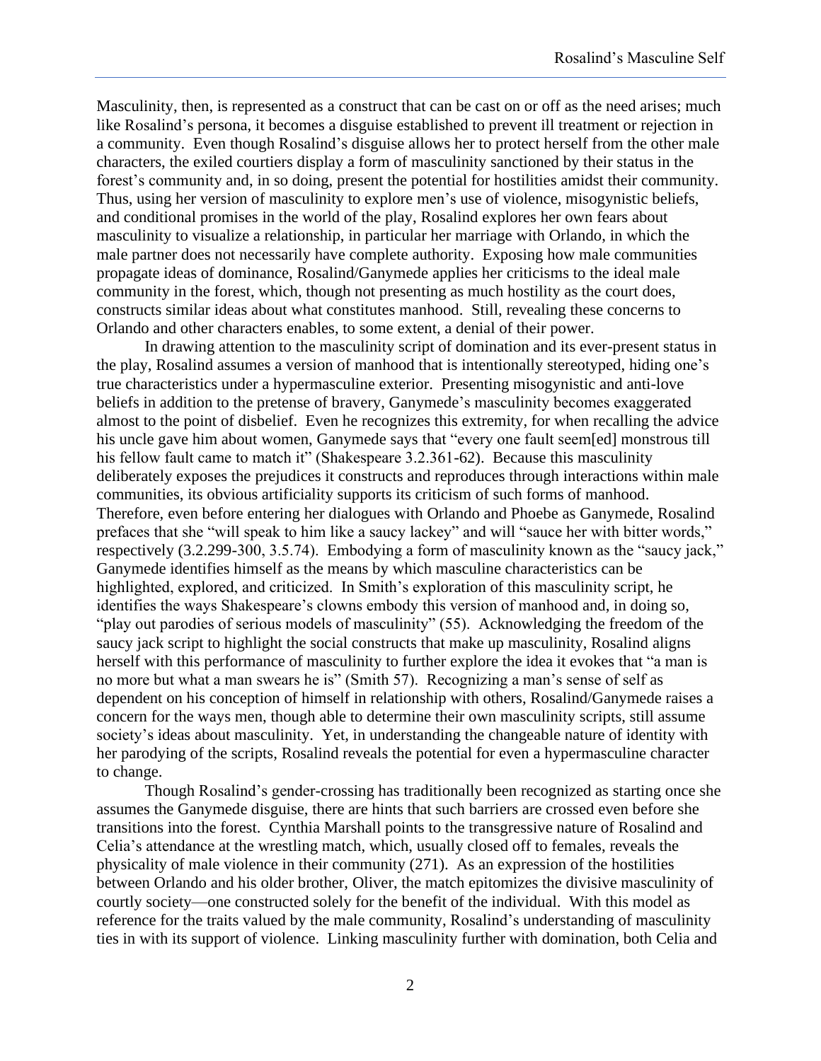Masculinity, then, is represented as a construct that can be cast on or off as the need arises; much like Rosalind's persona, it becomes a disguise established to prevent ill treatment or rejection in a community. Even though Rosalind's disguise allows her to protect herself from the other male characters, the exiled courtiers display a form of masculinity sanctioned by their status in the forest's community and, in so doing, present the potential for hostilities amidst their community. Thus, using her version of masculinity to explore men's use of violence, misogynistic beliefs, and conditional promises in the world of the play, Rosalind explores her own fears about masculinity to visualize a relationship, in particular her marriage with Orlando, in which the male partner does not necessarily have complete authority. Exposing how male communities propagate ideas of dominance, Rosalind/Ganymede applies her criticisms to the ideal male community in the forest, which, though not presenting as much hostility as the court does, constructs similar ideas about what constitutes manhood. Still, revealing these concerns to Orlando and other characters enables, to some extent, a denial of their power.

In drawing attention to the masculinity script of domination and its ever-present status in the play, Rosalind assumes a version of manhood that is intentionally stereotyped, hiding one's true characteristics under a hypermasculine exterior. Presenting misogynistic and anti-love beliefs in addition to the pretense of bravery, Ganymede's masculinity becomes exaggerated almost to the point of disbelief. Even he recognizes this extremity, for when recalling the advice his uncle gave him about women, Ganymede says that "every one fault seem[ed] monstrous till his fellow fault came to match it" (Shakespeare 3.2.361-62). Because this masculinity deliberately exposes the prejudices it constructs and reproduces through interactions within male communities, its obvious artificiality supports its criticism of such forms of manhood. Therefore, even before entering her dialogues with Orlando and Phoebe as Ganymede, Rosalind prefaces that she "will speak to him like a saucy lackey" and will "sauce her with bitter words," respectively (3.2.299-300, 3.5.74). Embodying a form of masculinity known as the "saucy jack," Ganymede identifies himself as the means by which masculine characteristics can be highlighted, explored, and criticized. In Smith's exploration of this masculinity script, he identifies the ways Shakespeare's clowns embody this version of manhood and, in doing so, "play out parodies of serious models of masculinity" (55). Acknowledging the freedom of the saucy jack script to highlight the social constructs that make up masculinity, Rosalind aligns herself with this performance of masculinity to further explore the idea it evokes that "a man is no more but what a man swears he is" (Smith 57). Recognizing a man's sense of self as dependent on his conception of himself in relationship with others, Rosalind/Ganymede raises a concern for the ways men, though able to determine their own masculinity scripts, still assume society's ideas about masculinity. Yet, in understanding the changeable nature of identity with her parodying of the scripts, Rosalind reveals the potential for even a hypermasculine character to change.

Though Rosalind's gender-crossing has traditionally been recognized as starting once she assumes the Ganymede disguise, there are hints that such barriers are crossed even before she transitions into the forest. Cynthia Marshall points to the transgressive nature of Rosalind and Celia's attendance at the wrestling match, which, usually closed off to females, reveals the physicality of male violence in their community (271). As an expression of the hostilities between Orlando and his older brother, Oliver, the match epitomizes the divisive masculinity of courtly society—one constructed solely for the benefit of the individual. With this model as reference for the traits valued by the male community, Rosalind's understanding of masculinity ties in with its support of violence. Linking masculinity further with domination, both Celia and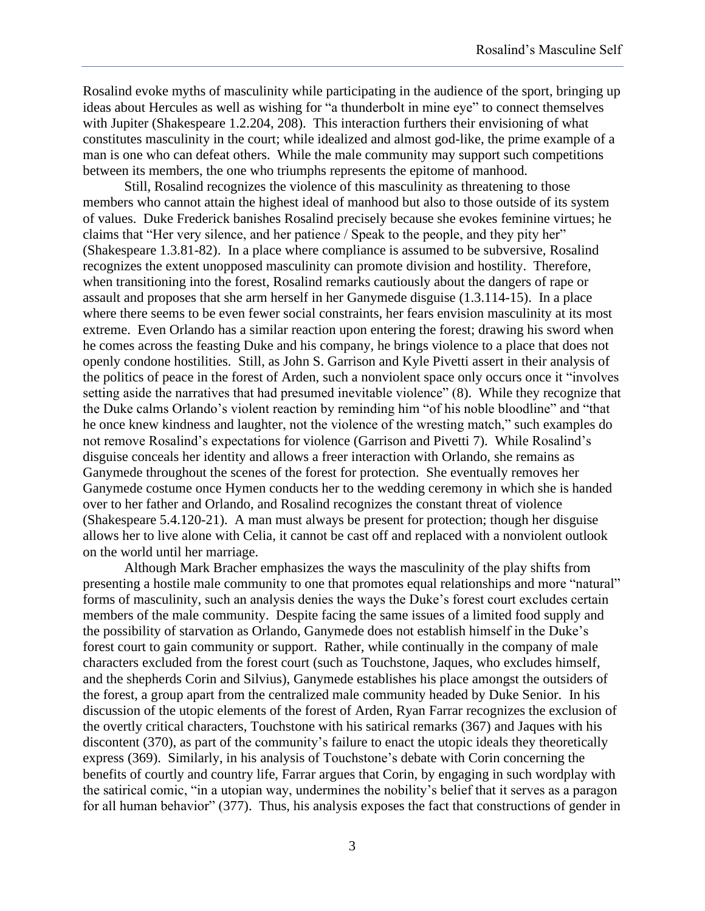Rosalind evoke myths of masculinity while participating in the audience of the sport, bringing up ideas about Hercules as well as wishing for "a thunderbolt in mine eye" to connect themselves with Jupiter (Shakespeare 1.2.204, 208). This interaction furthers their envisioning of what constitutes masculinity in the court; while idealized and almost god-like, the prime example of a man is one who can defeat others. While the male community may support such competitions between its members, the one who triumphs represents the epitome of manhood.

Still, Rosalind recognizes the violence of this masculinity as threatening to those members who cannot attain the highest ideal of manhood but also to those outside of its system of values. Duke Frederick banishes Rosalind precisely because she evokes feminine virtues; he claims that "Her very silence, and her patience / Speak to the people, and they pity her" (Shakespeare 1.3.81-82). In a place where compliance is assumed to be subversive, Rosalind recognizes the extent unopposed masculinity can promote division and hostility. Therefore, when transitioning into the forest, Rosalind remarks cautiously about the dangers of rape or assault and proposes that she arm herself in her Ganymede disguise (1.3.114-15). In a place where there seems to be even fewer social constraints, her fears envision masculinity at its most extreme. Even Orlando has a similar reaction upon entering the forest; drawing his sword when he comes across the feasting Duke and his company, he brings violence to a place that does not openly condone hostilities. Still, as John S. Garrison and Kyle Pivetti assert in their analysis of the politics of peace in the forest of Arden, such a nonviolent space only occurs once it "involves setting aside the narratives that had presumed inevitable violence" (8). While they recognize that the Duke calms Orlando's violent reaction by reminding him "of his noble bloodline" and "that he once knew kindness and laughter, not the violence of the wresting match," such examples do not remove Rosalind's expectations for violence (Garrison and Pivetti 7). While Rosalind's disguise conceals her identity and allows a freer interaction with Orlando, she remains as Ganymede throughout the scenes of the forest for protection. She eventually removes her Ganymede costume once Hymen conducts her to the wedding ceremony in which she is handed over to her father and Orlando, and Rosalind recognizes the constant threat of violence (Shakespeare 5.4.120-21). A man must always be present for protection; though her disguise allows her to live alone with Celia, it cannot be cast off and replaced with a nonviolent outlook on the world until her marriage.

Although Mark Bracher emphasizes the ways the masculinity of the play shifts from presenting a hostile male community to one that promotes equal relationships and more "natural" forms of masculinity, such an analysis denies the ways the Duke's forest court excludes certain members of the male community. Despite facing the same issues of a limited food supply and the possibility of starvation as Orlando, Ganymede does not establish himself in the Duke's forest court to gain community or support. Rather, while continually in the company of male characters excluded from the forest court (such as Touchstone, Jaques, who excludes himself, and the shepherds Corin and Silvius), Ganymede establishes his place amongst the outsiders of the forest, a group apart from the centralized male community headed by Duke Senior. In his discussion of the utopic elements of the forest of Arden, Ryan Farrar recognizes the exclusion of the overtly critical characters, Touchstone with his satirical remarks (367) and Jaques with his discontent (370), as part of the community's failure to enact the utopic ideals they theoretically express (369). Similarly, in his analysis of Touchstone's debate with Corin concerning the benefits of courtly and country life, Farrar argues that Corin, by engaging in such wordplay with the satirical comic, "in a utopian way, undermines the nobility's belief that it serves as a paragon for all human behavior" (377). Thus, his analysis exposes the fact that constructions of gender in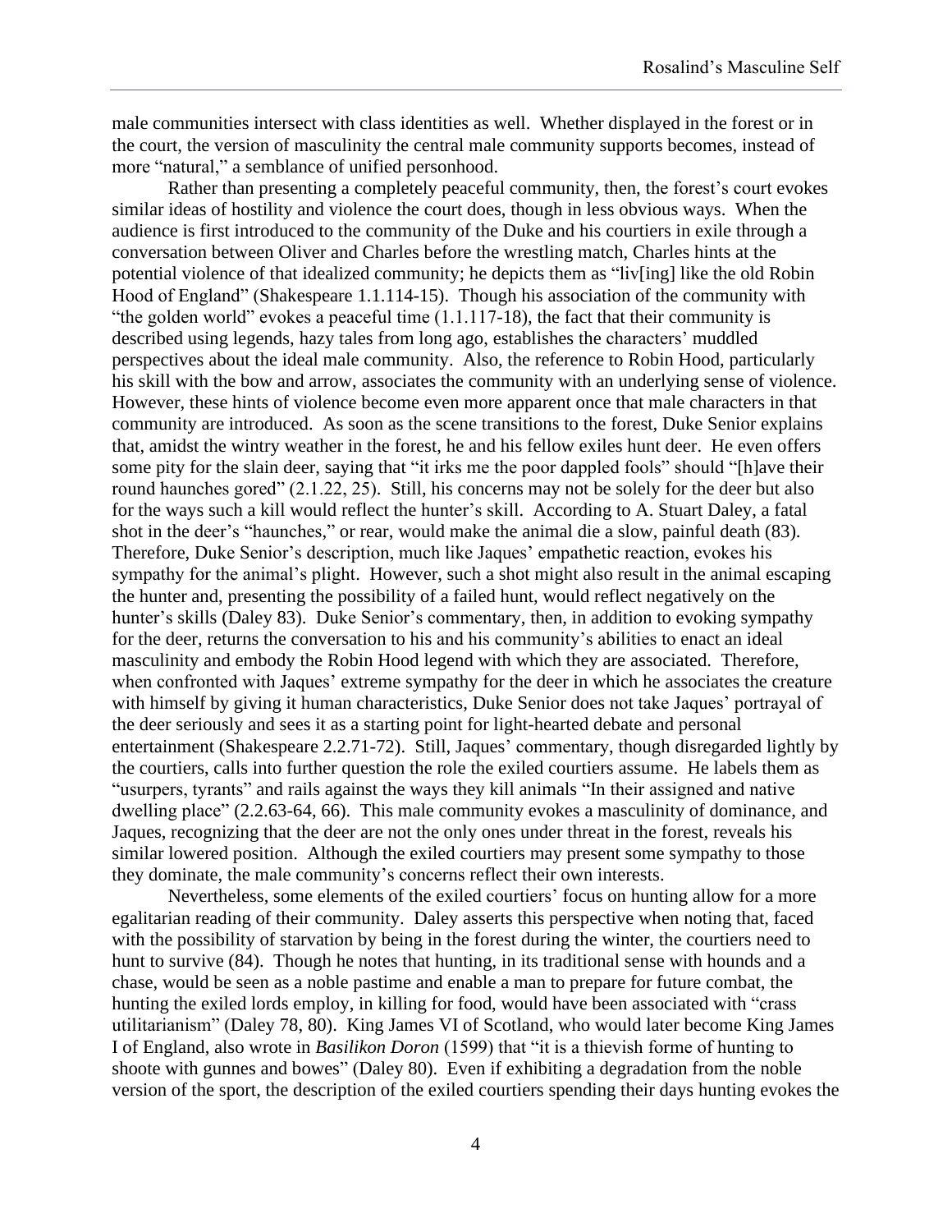male communities intersect with class identities as well. Whether displayed in the forest or in the court, the version of masculinity the central male community supports becomes, instead of more "natural," a semblance of unified personhood.

Rather than presenting a completely peaceful community, then, the forest's court evokes similar ideas of hostility and violence the court does, though in less obvious ways. When the audience is first introduced to the community of the Duke and his courtiers in exile through a conversation between Oliver and Charles before the wrestling match, Charles hints at the potential violence of that idealized community; he depicts them as "liv[ing] like the old Robin Hood of England" (Shakespeare 1.1.114-15). Though his association of the community with "the golden world" evokes a peaceful time (1.1.117-18), the fact that their community is described using legends, hazy tales from long ago, establishes the characters' muddled perspectives about the ideal male community. Also, the reference to Robin Hood, particularly his skill with the bow and arrow, associates the community with an underlying sense of violence. However, these hints of violence become even more apparent once that male characters in that community are introduced. As soon as the scene transitions to the forest, Duke Senior explains that, amidst the wintry weather in the forest, he and his fellow exiles hunt deer. He even offers some pity for the slain deer, saying that "it irks me the poor dappled fools" should "[h]ave their round haunches gored" (2.1.22, 25). Still, his concerns may not be solely for the deer but also for the ways such a kill would reflect the hunter's skill. According to A. Stuart Daley, a fatal shot in the deer's "haunches," or rear, would make the animal die a slow, painful death (83). Therefore, Duke Senior's description, much like Jaques' empathetic reaction, evokes his sympathy for the animal's plight. However, such a shot might also result in the animal escaping the hunter and, presenting the possibility of a failed hunt, would reflect negatively on the hunter's skills (Daley 83). Duke Senior's commentary, then, in addition to evoking sympathy for the deer, returns the conversation to his and his community's abilities to enact an ideal masculinity and embody the Robin Hood legend with which they are associated. Therefore, when confronted with Jaques' extreme sympathy for the deer in which he associates the creature with himself by giving it human characteristics, Duke Senior does not take Jaques' portrayal of the deer seriously and sees it as a starting point for light-hearted debate and personal entertainment (Shakespeare 2.2.71-72). Still, Jaques' commentary, though disregarded lightly by the courtiers, calls into further question the role the exiled courtiers assume. He labels them as "usurpers, tyrants" and rails against the ways they kill animals "In their assigned and native dwelling place" (2.2.63-64, 66). This male community evokes a masculinity of dominance, and Jaques, recognizing that the deer are not the only ones under threat in the forest, reveals his similar lowered position. Although the exiled courtiers may present some sympathy to those they dominate, the male community's concerns reflect their own interests.

Nevertheless, some elements of the exiled courtiers' focus on hunting allow for a more egalitarian reading of their community. Daley asserts this perspective when noting that, faced with the possibility of starvation by being in the forest during the winter, the courtiers need to hunt to survive (84). Though he notes that hunting, in its traditional sense with hounds and a chase, would be seen as a noble pastime and enable a man to prepare for future combat, the hunting the exiled lords employ, in killing for food, would have been associated with "crass utilitarianism" (Daley 78, 80). King James VI of Scotland, who would later become King James I of England, also wrote in *Basilikon Doron* (1599) that "it is a thievish forme of hunting to shoote with gunnes and bowes" (Daley 80). Even if exhibiting a degradation from the noble version of the sport, the description of the exiled courtiers spending their days hunting evokes the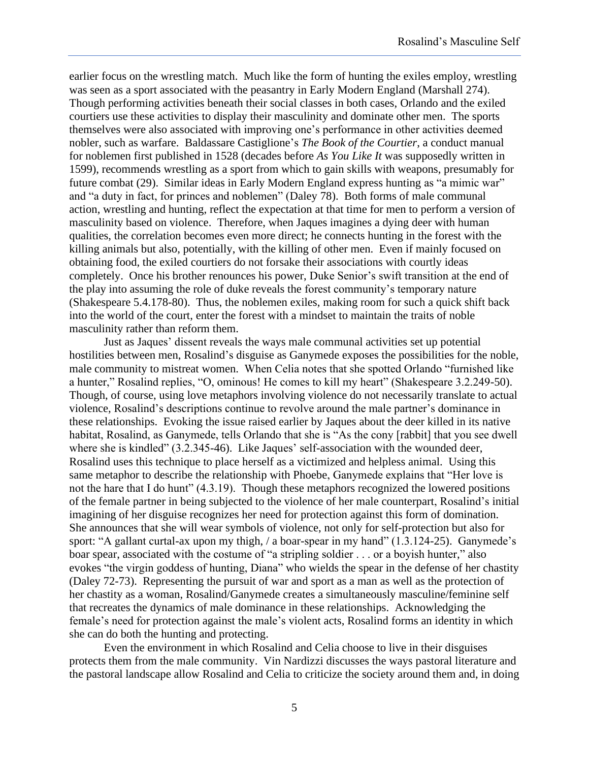earlier focus on the wrestling match. Much like the form of hunting the exiles employ, wrestling was seen as a sport associated with the peasantry in Early Modern England (Marshall 274). Though performing activities beneath their social classes in both cases, Orlando and the exiled courtiers use these activities to display their masculinity and dominate other men. The sports themselves were also associated with improving one's performance in other activities deemed nobler, such as warfare. Baldassare Castiglione's *The Book of the Courtier*, a conduct manual for noblemen first published in 1528 (decades before *As You Like It* was supposedly written in 1599), recommends wrestling as a sport from which to gain skills with weapons, presumably for future combat (29). Similar ideas in Early Modern England express hunting as "a mimic war" and "a duty in fact, for princes and noblemen" (Daley 78). Both forms of male communal action, wrestling and hunting, reflect the expectation at that time for men to perform a version of masculinity based on violence. Therefore, when Jaques imagines a dying deer with human qualities, the correlation becomes even more direct; he connects hunting in the forest with the killing animals but also, potentially, with the killing of other men. Even if mainly focused on obtaining food, the exiled courtiers do not forsake their associations with courtly ideas completely. Once his brother renounces his power, Duke Senior's swift transition at the end of the play into assuming the role of duke reveals the forest community's temporary nature (Shakespeare 5.4.178-80). Thus, the noblemen exiles, making room for such a quick shift back into the world of the court, enter the forest with a mindset to maintain the traits of noble masculinity rather than reform them.

Just as Jaques' dissent reveals the ways male communal activities set up potential hostilities between men, Rosalind's disguise as Ganymede exposes the possibilities for the noble, male community to mistreat women. When Celia notes that she spotted Orlando "furnished like a hunter," Rosalind replies, "O, ominous! He comes to kill my heart" (Shakespeare 3.2.249-50). Though, of course, using love metaphors involving violence do not necessarily translate to actual violence, Rosalind's descriptions continue to revolve around the male partner's dominance in these relationships. Evoking the issue raised earlier by Jaques about the deer killed in its native habitat, Rosalind, as Ganymede, tells Orlando that she is "As the cony [rabbit] that you see dwell where she is kindled" (3.2.345-46). Like Jaques' self-association with the wounded deer, Rosalind uses this technique to place herself as a victimized and helpless animal. Using this same metaphor to describe the relationship with Phoebe, Ganymede explains that "Her love is not the hare that I do hunt" (4.3.19). Though these metaphors recognized the lowered positions of the female partner in being subjected to the violence of her male counterpart, Rosalind's initial imagining of her disguise recognizes her need for protection against this form of domination. She announces that she will wear symbols of violence, not only for self-protection but also for sport: "A gallant curtal-ax upon my thigh, / a boar-spear in my hand" (1.3.124-25). Ganymede's boar spear, associated with the costume of "a stripling soldier . . . or a boyish hunter," also evokes "the virgin goddess of hunting, Diana" who wields the spear in the defense of her chastity (Daley 72-73). Representing the pursuit of war and sport as a man as well as the protection of her chastity as a woman, Rosalind/Ganymede creates a simultaneously masculine/feminine self that recreates the dynamics of male dominance in these relationships. Acknowledging the female's need for protection against the male's violent acts, Rosalind forms an identity in which she can do both the hunting and protecting.

Even the environment in which Rosalind and Celia choose to live in their disguises protects them from the male community. Vin Nardizzi discusses the ways pastoral literature and the pastoral landscape allow Rosalind and Celia to criticize the society around them and, in doing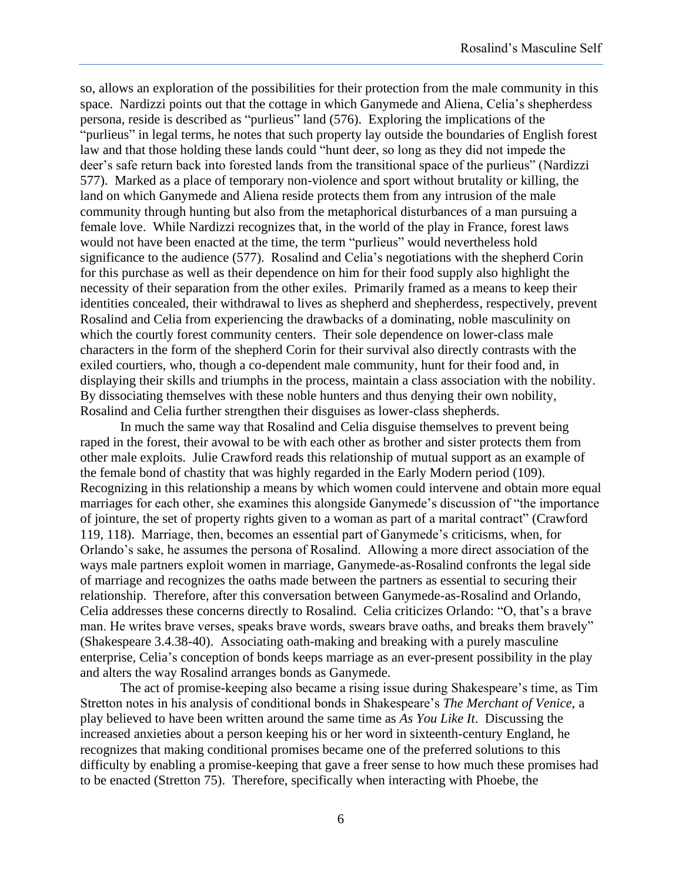so, allows an exploration of the possibilities for their protection from the male community in this space. Nardizzi points out that the cottage in which Ganymede and Aliena, Celia's shepherdess persona, reside is described as "purlieus" land (576). Exploring the implications of the "purlieus" in legal terms, he notes that such property lay outside the boundaries of English forest law and that those holding these lands could "hunt deer, so long as they did not impede the deer's safe return back into forested lands from the transitional space of the purlieus" (Nardizzi 577). Marked as a place of temporary non-violence and sport without brutality or killing, the land on which Ganymede and Aliena reside protects them from any intrusion of the male community through hunting but also from the metaphorical disturbances of a man pursuing a female love. While Nardizzi recognizes that, in the world of the play in France, forest laws would not have been enacted at the time, the term "purlieus" would nevertheless hold significance to the audience (577). Rosalind and Celia's negotiations with the shepherd Corin for this purchase as well as their dependence on him for their food supply also highlight the necessity of their separation from the other exiles. Primarily framed as a means to keep their identities concealed, their withdrawal to lives as shepherd and shepherdess, respectively, prevent Rosalind and Celia from experiencing the drawbacks of a dominating, noble masculinity on which the courtly forest community centers. Their sole dependence on lower-class male characters in the form of the shepherd Corin for their survival also directly contrasts with the exiled courtiers, who, though a co-dependent male community, hunt for their food and, in displaying their skills and triumphs in the process, maintain a class association with the nobility. By dissociating themselves with these noble hunters and thus denying their own nobility, Rosalind and Celia further strengthen their disguises as lower-class shepherds.

In much the same way that Rosalind and Celia disguise themselves to prevent being raped in the forest, their avowal to be with each other as brother and sister protects them from other male exploits. Julie Crawford reads this relationship of mutual support as an example of the female bond of chastity that was highly regarded in the Early Modern period (109). Recognizing in this relationship a means by which women could intervene and obtain more equal marriages for each other, she examines this alongside Ganymede's discussion of "the importance of jointure, the set of property rights given to a woman as part of a marital contract" (Crawford 119, 118). Marriage, then, becomes an essential part of Ganymede's criticisms, when, for Orlando's sake, he assumes the persona of Rosalind. Allowing a more direct association of the ways male partners exploit women in marriage, Ganymede-as-Rosalind confronts the legal side of marriage and recognizes the oaths made between the partners as essential to securing their relationship. Therefore, after this conversation between Ganymede-as-Rosalind and Orlando, Celia addresses these concerns directly to Rosalind. Celia criticizes Orlando: "O, that's a brave man. He writes brave verses, speaks brave words, swears brave oaths, and breaks them bravely" (Shakespeare 3.4.38-40). Associating oath-making and breaking with a purely masculine enterprise, Celia's conception of bonds keeps marriage as an ever-present possibility in the play and alters the way Rosalind arranges bonds as Ganymede.

The act of promise-keeping also became a rising issue during Shakespeare's time, as Tim Stretton notes in his analysis of conditional bonds in Shakespeare's *The Merchant of Venice*, a play believed to have been written around the same time as *As You Like It*. Discussing the increased anxieties about a person keeping his or her word in sixteenth-century England, he recognizes that making conditional promises became one of the preferred solutions to this difficulty by enabling a promise-keeping that gave a freer sense to how much these promises had to be enacted (Stretton 75). Therefore, specifically when interacting with Phoebe, the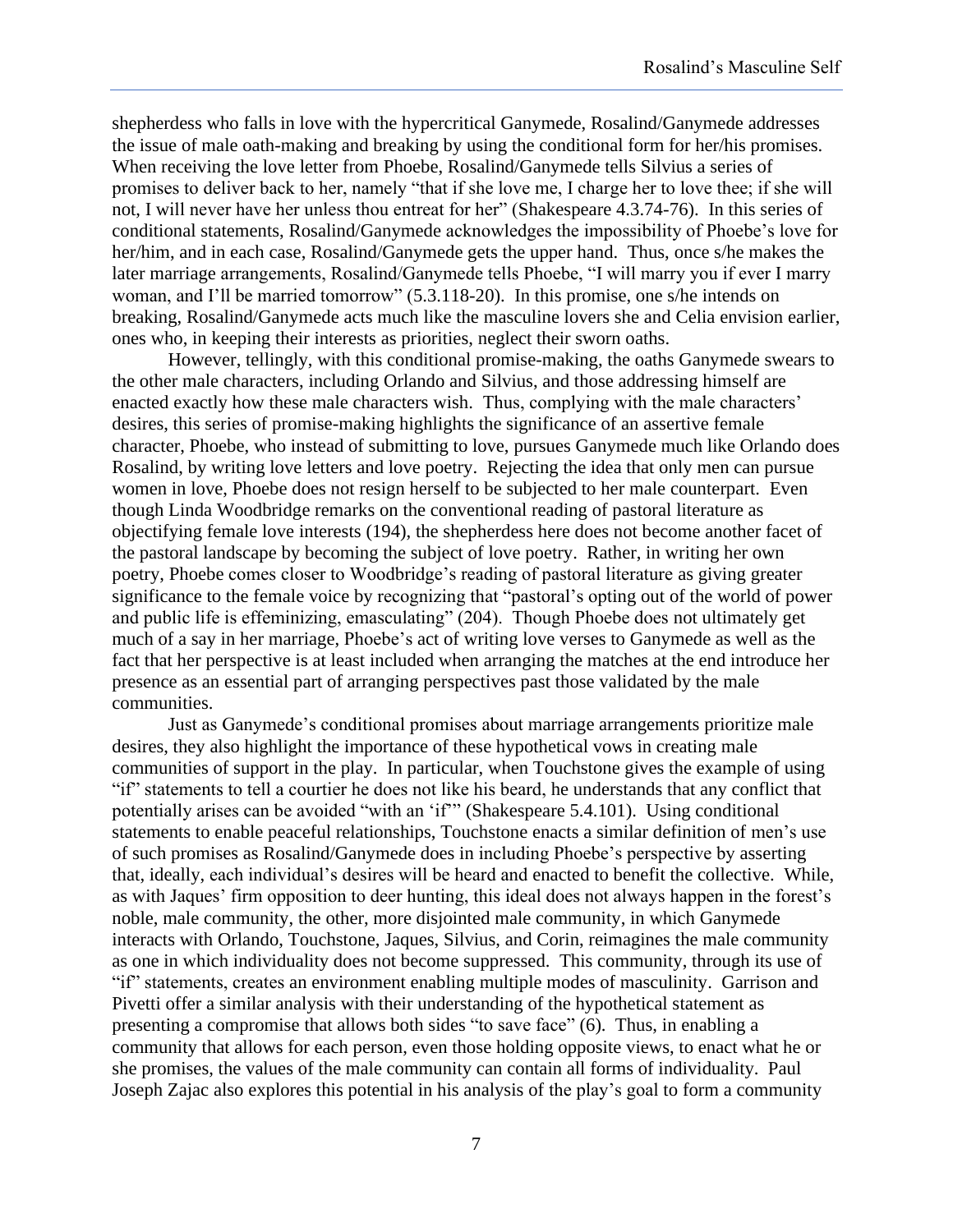shepherdess who falls in love with the hypercritical Ganymede, Rosalind/Ganymede addresses the issue of male oath-making and breaking by using the conditional form for her/his promises. When receiving the love letter from Phoebe, Rosalind/Ganymede tells Silvius a series of promises to deliver back to her, namely "that if she love me, I charge her to love thee; if she will not, I will never have her unless thou entreat for her" (Shakespeare 4.3.74-76). In this series of conditional statements, Rosalind/Ganymede acknowledges the impossibility of Phoebe's love for her/him, and in each case, Rosalind/Ganymede gets the upper hand. Thus, once s/he makes the later marriage arrangements, Rosalind/Ganymede tells Phoebe, "I will marry you if ever I marry woman, and I'll be married tomorrow" (5.3.118-20). In this promise, one s/he intends on breaking, Rosalind/Ganymede acts much like the masculine lovers she and Celia envision earlier, ones who, in keeping their interests as priorities, neglect their sworn oaths.

However, tellingly, with this conditional promise-making, the oaths Ganymede swears to the other male characters, including Orlando and Silvius, and those addressing himself are enacted exactly how these male characters wish. Thus, complying with the male characters' desires, this series of promise-making highlights the significance of an assertive female character, Phoebe, who instead of submitting to love, pursues Ganymede much like Orlando does Rosalind, by writing love letters and love poetry. Rejecting the idea that only men can pursue women in love, Phoebe does not resign herself to be subjected to her male counterpart. Even though Linda Woodbridge remarks on the conventional reading of pastoral literature as objectifying female love interests (194), the shepherdess here does not become another facet of the pastoral landscape by becoming the subject of love poetry. Rather, in writing her own poetry, Phoebe comes closer to Woodbridge's reading of pastoral literature as giving greater significance to the female voice by recognizing that "pastoral's opting out of the world of power and public life is effeminizing, emasculating" (204). Though Phoebe does not ultimately get much of a say in her marriage, Phoebe's act of writing love verses to Ganymede as well as the fact that her perspective is at least included when arranging the matches at the end introduce her presence as an essential part of arranging perspectives past those validated by the male communities.

Just as Ganymede's conditional promises about marriage arrangements prioritize male desires, they also highlight the importance of these hypothetical vows in creating male communities of support in the play. In particular, when Touchstone gives the example of using "if" statements to tell a courtier he does not like his beard, he understands that any conflict that potentially arises can be avoided "with an 'if'" (Shakespeare 5.4.101). Using conditional statements to enable peaceful relationships, Touchstone enacts a similar definition of men's use of such promises as Rosalind/Ganymede does in including Phoebe's perspective by asserting that, ideally, each individual's desires will be heard and enacted to benefit the collective. While, as with Jaques' firm opposition to deer hunting, this ideal does not always happen in the forest's noble, male community, the other, more disjointed male community, in which Ganymede interacts with Orlando, Touchstone, Jaques, Silvius, and Corin, reimagines the male community as one in which individuality does not become suppressed. This community, through its use of "if" statements, creates an environment enabling multiple modes of masculinity. Garrison and Pivetti offer a similar analysis with their understanding of the hypothetical statement as presenting a compromise that allows both sides "to save face" (6). Thus, in enabling a community that allows for each person, even those holding opposite views, to enact what he or she promises, the values of the male community can contain all forms of individuality. Paul Joseph Zajac also explores this potential in his analysis of the play's goal to form a community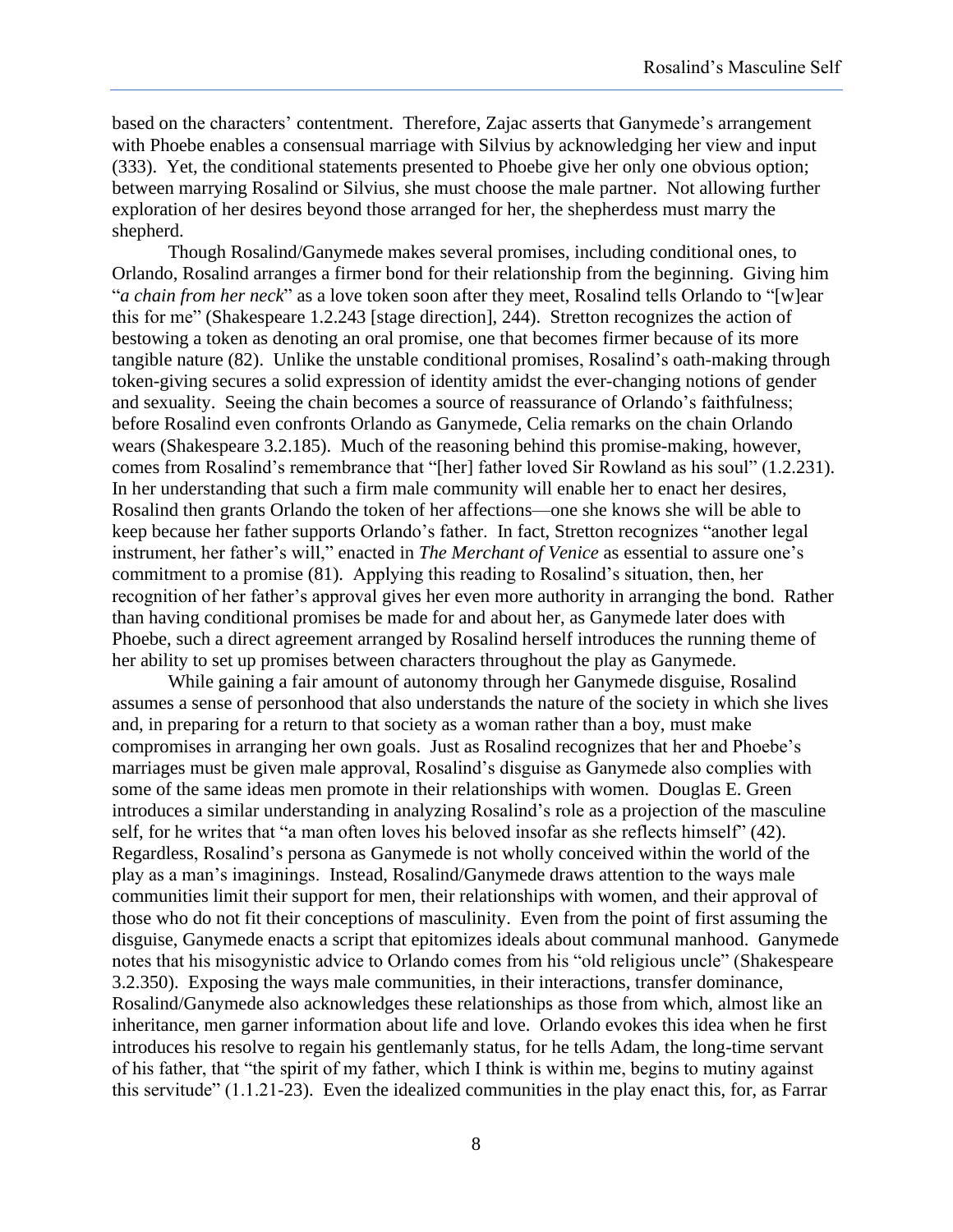based on the characters' contentment. Therefore, Zajac asserts that Ganymede's arrangement with Phoebe enables a consensual marriage with Silvius by acknowledging her view and input (333). Yet, the conditional statements presented to Phoebe give her only one obvious option; between marrying Rosalind or Silvius, she must choose the male partner. Not allowing further exploration of her desires beyond those arranged for her, the shepherdess must marry the shepherd.

Though Rosalind/Ganymede makes several promises, including conditional ones, to Orlando, Rosalind arranges a firmer bond for their relationship from the beginning. Giving him "*a chain from her neck*" as a love token soon after they meet, Rosalind tells Orlando to "[w]ear this for me" (Shakespeare 1.2.243 [stage direction], 244). Stretton recognizes the action of bestowing a token as denoting an oral promise, one that becomes firmer because of its more tangible nature (82). Unlike the unstable conditional promises, Rosalind's oath-making through token-giving secures a solid expression of identity amidst the ever-changing notions of gender and sexuality. Seeing the chain becomes a source of reassurance of Orlando's faithfulness; before Rosalind even confronts Orlando as Ganymede, Celia remarks on the chain Orlando wears (Shakespeare 3.2.185). Much of the reasoning behind this promise-making, however, comes from Rosalind's remembrance that "[her] father loved Sir Rowland as his soul" (1.2.231). In her understanding that such a firm male community will enable her to enact her desires, Rosalind then grants Orlando the token of her affections—one she knows she will be able to keep because her father supports Orlando's father. In fact, Stretton recognizes "another legal instrument, her father's will," enacted in *The Merchant of Venice* as essential to assure one's commitment to a promise (81). Applying this reading to Rosalind's situation, then, her recognition of her father's approval gives her even more authority in arranging the bond. Rather than having conditional promises be made for and about her, as Ganymede later does with Phoebe, such a direct agreement arranged by Rosalind herself introduces the running theme of her ability to set up promises between characters throughout the play as Ganymede.

While gaining a fair amount of autonomy through her Ganymede disguise, Rosalind assumes a sense of personhood that also understands the nature of the society in which she lives and, in preparing for a return to that society as a woman rather than a boy, must make compromises in arranging her own goals. Just as Rosalind recognizes that her and Phoebe's marriages must be given male approval, Rosalind's disguise as Ganymede also complies with some of the same ideas men promote in their relationships with women. Douglas E. Green introduces a similar understanding in analyzing Rosalind's role as a projection of the masculine self, for he writes that "a man often loves his beloved insofar as she reflects himself" (42). Regardless, Rosalind's persona as Ganymede is not wholly conceived within the world of the play as a man's imaginings. Instead, Rosalind/Ganymede draws attention to the ways male communities limit their support for men, their relationships with women, and their approval of those who do not fit their conceptions of masculinity. Even from the point of first assuming the disguise, Ganymede enacts a script that epitomizes ideals about communal manhood. Ganymede notes that his misogynistic advice to Orlando comes from his "old religious uncle" (Shakespeare 3.2.350). Exposing the ways male communities, in their interactions, transfer dominance, Rosalind/Ganymede also acknowledges these relationships as those from which, almost like an inheritance, men garner information about life and love. Orlando evokes this idea when he first introduces his resolve to regain his gentlemanly status, for he tells Adam, the long-time servant of his father, that "the spirit of my father, which I think is within me, begins to mutiny against this servitude" (1.1.21-23). Even the idealized communities in the play enact this, for, as Farrar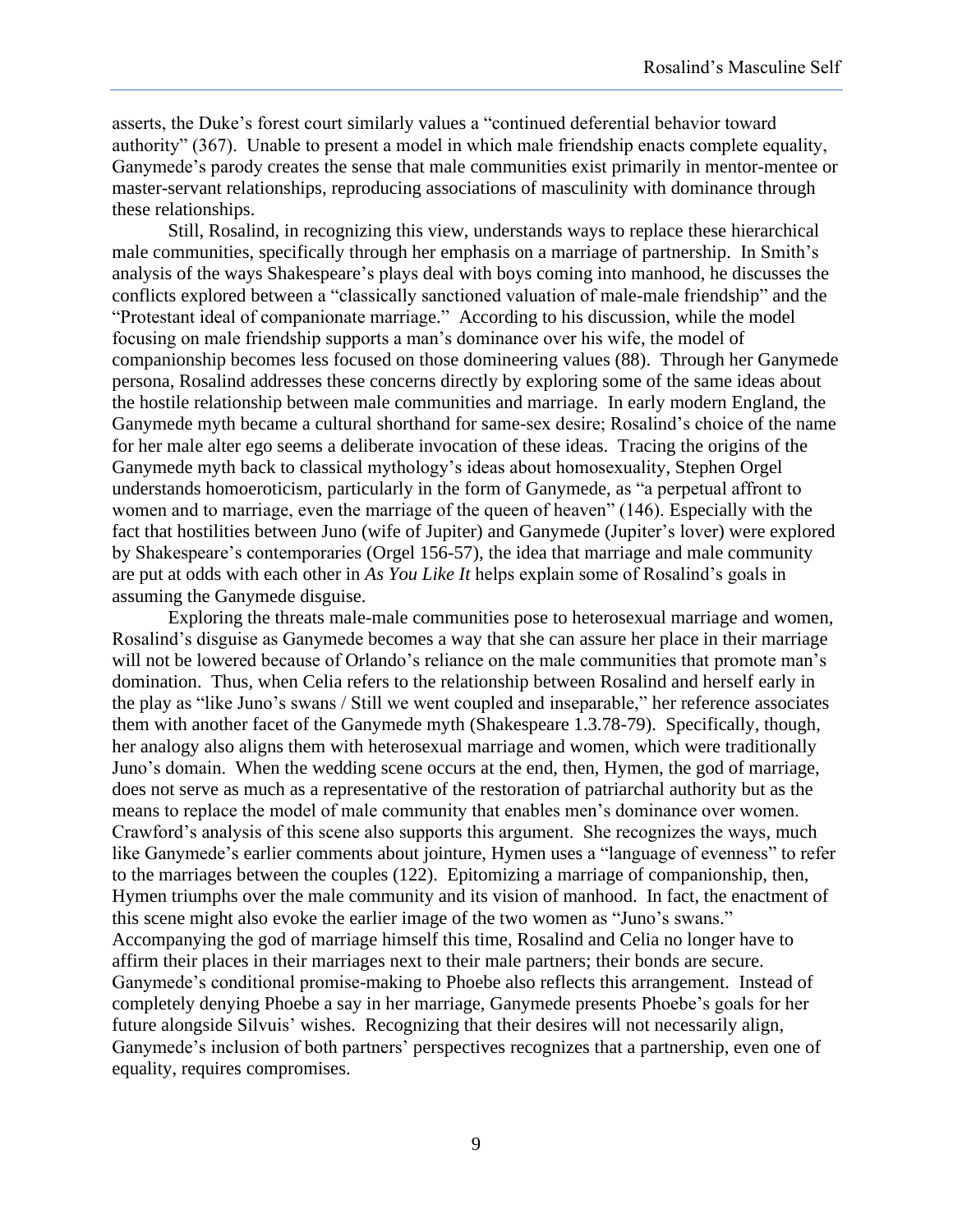asserts, the Duke's forest court similarly values a "continued deferential behavior toward authority" (367). Unable to present a model in which male friendship enacts complete equality, Ganymede's parody creates the sense that male communities exist primarily in mentor-mentee or master-servant relationships, reproducing associations of masculinity with dominance through these relationships.

Still, Rosalind, in recognizing this view, understands ways to replace these hierarchical male communities, specifically through her emphasis on a marriage of partnership. In Smith's analysis of the ways Shakespeare's plays deal with boys coming into manhood, he discusses the conflicts explored between a "classically sanctioned valuation of male-male friendship" and the "Protestant ideal of companionate marriage." According to his discussion, while the model focusing on male friendship supports a man's dominance over his wife, the model of companionship becomes less focused on those domineering values (88). Through her Ganymede persona, Rosalind addresses these concerns directly by exploring some of the same ideas about the hostile relationship between male communities and marriage. In early modern England, the Ganymede myth became a cultural shorthand for same-sex desire; Rosalind's choice of the name for her male alter ego seems a deliberate invocation of these ideas. Tracing the origins of the Ganymede myth back to classical mythology's ideas about homosexuality, Stephen Orgel understands homoeroticism, particularly in the form of Ganymede, as "a perpetual affront to women and to marriage, even the marriage of the queen of heaven" (146). Especially with the fact that hostilities between Juno (wife of Jupiter) and Ganymede (Jupiter's lover) were explored by Shakespeare's contemporaries (Orgel 156-57), the idea that marriage and male community are put at odds with each other in *As You Like It* helps explain some of Rosalind's goals in assuming the Ganymede disguise.

Exploring the threats male-male communities pose to heterosexual marriage and women, Rosalind's disguise as Ganymede becomes a way that she can assure her place in their marriage will not be lowered because of Orlando's reliance on the male communities that promote man's domination. Thus, when Celia refers to the relationship between Rosalind and herself early in the play as "like Juno's swans / Still we went coupled and inseparable," her reference associates them with another facet of the Ganymede myth (Shakespeare 1.3.78-79). Specifically, though, her analogy also aligns them with heterosexual marriage and women, which were traditionally Juno's domain. When the wedding scene occurs at the end, then, Hymen, the god of marriage, does not serve as much as a representative of the restoration of patriarchal authority but as the means to replace the model of male community that enables men's dominance over women. Crawford's analysis of this scene also supports this argument. She recognizes the ways, much like Ganymede's earlier comments about jointure, Hymen uses a "language of evenness" to refer to the marriages between the couples (122). Epitomizing a marriage of companionship, then, Hymen triumphs over the male community and its vision of manhood. In fact, the enactment of this scene might also evoke the earlier image of the two women as "Juno's swans." Accompanying the god of marriage himself this time, Rosalind and Celia no longer have to affirm their places in their marriages next to their male partners; their bonds are secure. Ganymede's conditional promise-making to Phoebe also reflects this arrangement. Instead of completely denying Phoebe a say in her marriage, Ganymede presents Phoebe's goals for her future alongside Silvuis' wishes. Recognizing that their desires will not necessarily align, Ganymede's inclusion of both partners' perspectives recognizes that a partnership, even one of equality, requires compromises.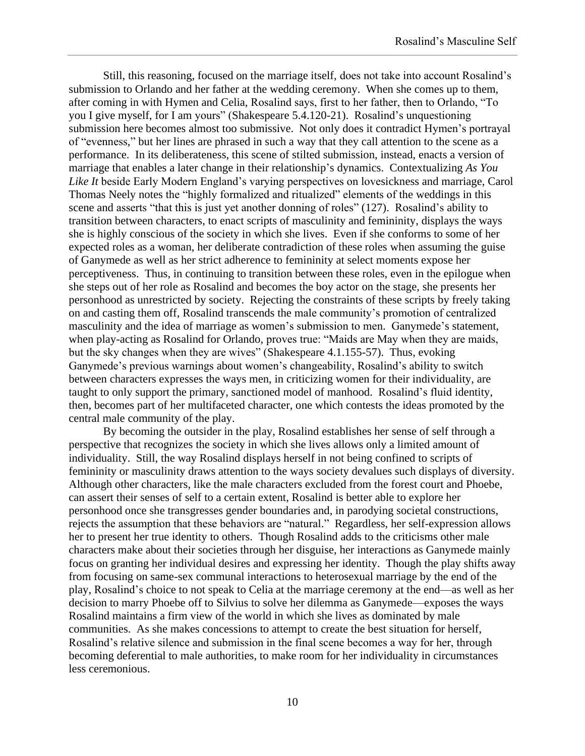Still, this reasoning, focused on the marriage itself, does not take into account Rosalind's submission to Orlando and her father at the wedding ceremony. When she comes up to them, after coming in with Hymen and Celia, Rosalind says, first to her father, then to Orlando, "To you I give myself, for I am yours" (Shakespeare 5.4.120-21). Rosalind's unquestioning submission here becomes almost too submissive. Not only does it contradict Hymen's portrayal of "evenness," but her lines are phrased in such a way that they call attention to the scene as a performance. In its deliberateness, this scene of stilted submission, instead, enacts a version of marriage that enables a later change in their relationship's dynamics. Contextualizing *As You Like It* beside Early Modern England's varying perspectives on lovesickness and marriage, Carol Thomas Neely notes the "highly formalized and ritualized" elements of the weddings in this scene and asserts "that this is just yet another donning of roles" (127). Rosalind's ability to transition between characters, to enact scripts of masculinity and femininity, displays the ways she is highly conscious of the society in which she lives. Even if she conforms to some of her expected roles as a woman, her deliberate contradiction of these roles when assuming the guise of Ganymede as well as her strict adherence to femininity at select moments expose her perceptiveness. Thus, in continuing to transition between these roles, even in the epilogue when she steps out of her role as Rosalind and becomes the boy actor on the stage, she presents her personhood as unrestricted by society. Rejecting the constraints of these scripts by freely taking on and casting them off, Rosalind transcends the male community's promotion of centralized masculinity and the idea of marriage as women's submission to men. Ganymede's statement, when play-acting as Rosalind for Orlando, proves true: "Maids are May when they are maids, but the sky changes when they are wives" (Shakespeare 4.1.155-57). Thus, evoking Ganymede's previous warnings about women's changeability, Rosalind's ability to switch between characters expresses the ways men, in criticizing women for their individuality, are taught to only support the primary, sanctioned model of manhood. Rosalind's fluid identity, then, becomes part of her multifaceted character, one which contests the ideas promoted by the central male community of the play.

By becoming the outsider in the play, Rosalind establishes her sense of self through a perspective that recognizes the society in which she lives allows only a limited amount of individuality. Still, the way Rosalind displays herself in not being confined to scripts of femininity or masculinity draws attention to the ways society devalues such displays of diversity. Although other characters, like the male characters excluded from the forest court and Phoebe, can assert their senses of self to a certain extent, Rosalind is better able to explore her personhood once she transgresses gender boundaries and, in parodying societal constructions, rejects the assumption that these behaviors are "natural." Regardless, her self-expression allows her to present her true identity to others. Though Rosalind adds to the criticisms other male characters make about their societies through her disguise, her interactions as Ganymede mainly focus on granting her individual desires and expressing her identity. Though the play shifts away from focusing on same-sex communal interactions to heterosexual marriage by the end of the play, Rosalind's choice to not speak to Celia at the marriage ceremony at the end—as well as her decision to marry Phoebe off to Silvius to solve her dilemma as Ganymede—exposes the ways Rosalind maintains a firm view of the world in which she lives as dominated by male communities. As she makes concessions to attempt to create the best situation for herself, Rosalind's relative silence and submission in the final scene becomes a way for her, through becoming deferential to male authorities, to make room for her individuality in circumstances less ceremonious.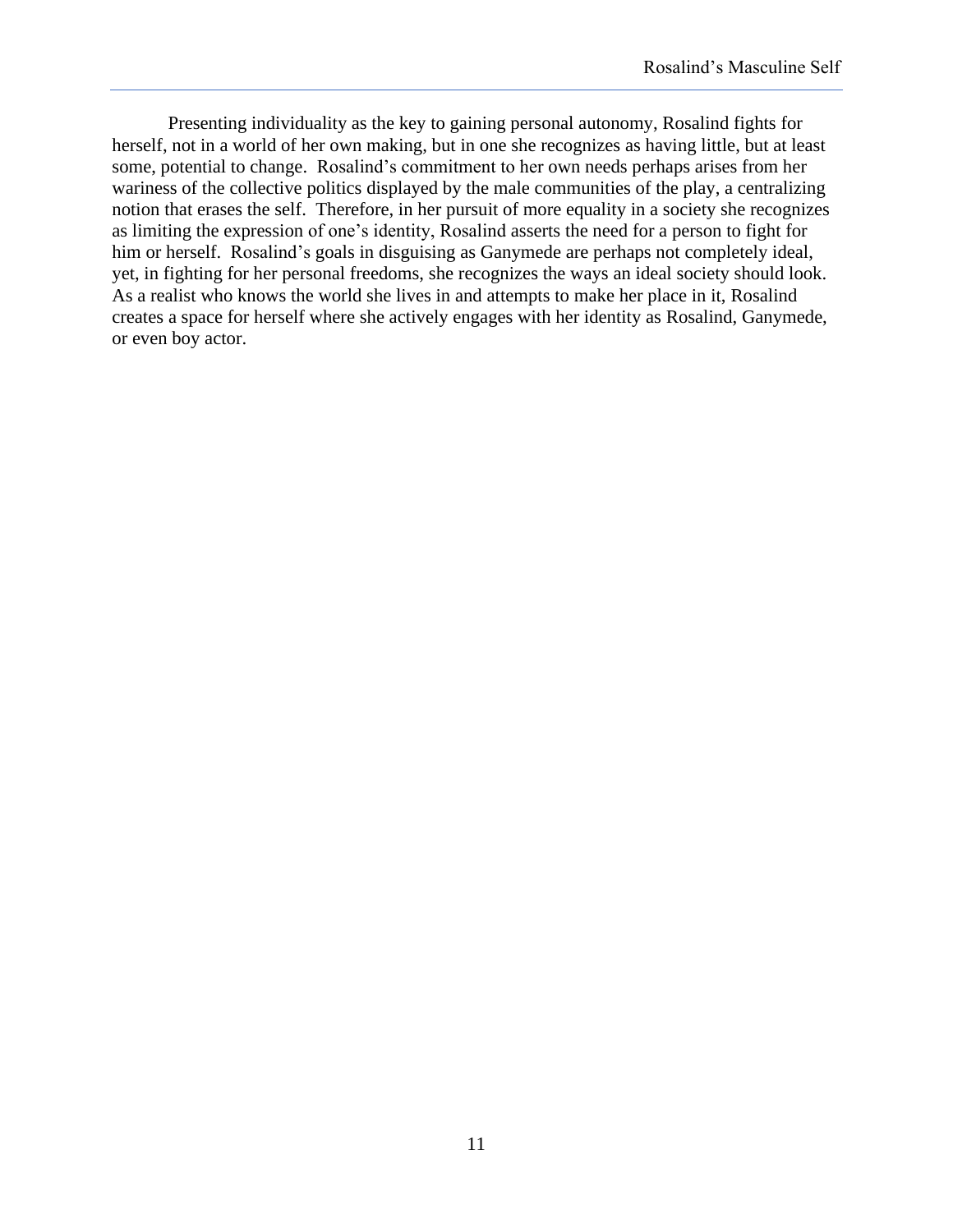Presenting individuality as the key to gaining personal autonomy, Rosalind fights for herself, not in a world of her own making, but in one she recognizes as having little, but at least some, potential to change. Rosalind's commitment to her own needs perhaps arises from her wariness of the collective politics displayed by the male communities of the play, a centralizing notion that erases the self. Therefore, in her pursuit of more equality in a society she recognizes as limiting the expression of one's identity, Rosalind asserts the need for a person to fight for him or herself. Rosalind's goals in disguising as Ganymede are perhaps not completely ideal, yet, in fighting for her personal freedoms, she recognizes the ways an ideal society should look. As a realist who knows the world she lives in and attempts to make her place in it, Rosalind creates a space for herself where she actively engages with her identity as Rosalind, Ganymede, or even boy actor.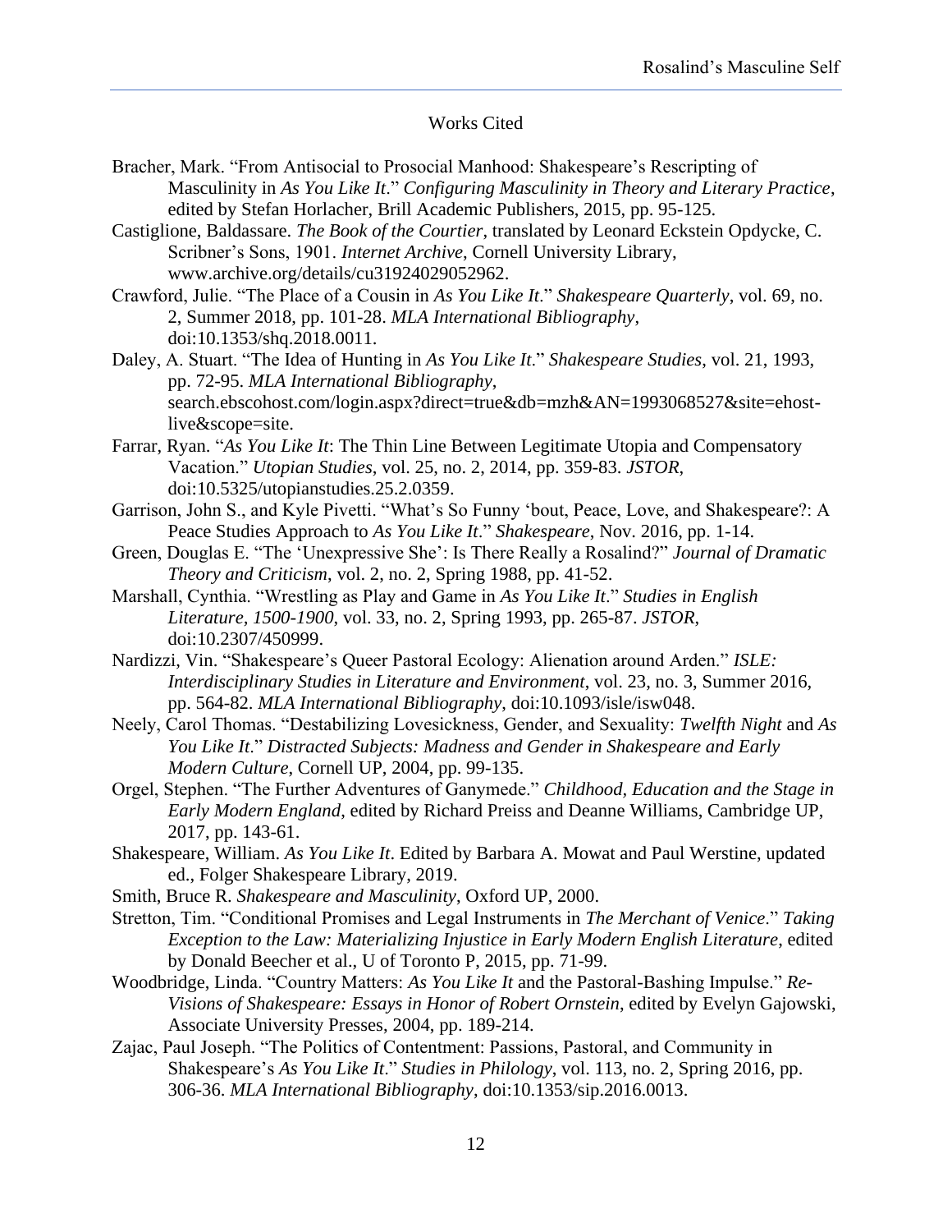# Works Cited

Bracher, Mark. "From Antisocial to Prosocial Manhood: Shakespeare's Rescripting of Masculinity in *As You Like It*." *Configuring Masculinity in Theory and Literary Practice*, edited by Stefan Horlacher, Brill Academic Publishers, 2015, pp. 95-125.

Castiglione, Baldassare. *The Book of the Courtier*, translated by Leonard Eckstein Opdycke, C. Scribner's Sons, 1901. *Internet Archive*, Cornell University Library, www.archive.org/details/cu31924029052962.

Crawford, Julie. "The Place of a Cousin in *As You Like It*." *Shakespeare Quarterly*, vol. 69, no. 2, Summer 2018, pp. 101-28. *MLA International Bibliography*, doi:10.1353/shq.2018.0011.

Daley, A. Stuart. "The Idea of Hunting in *As You Like It*." *Shakespeare Studies*, vol. 21, 1993, pp. 72-95. *MLA International Bibliography*, search.ebscohost.com/login.aspx?direct=true&db=mzh&AN=1993068527&site=ehost-live&scope=site.

Farrar, Ryan. "*As You Like It*: The Thin Line Between Legitimate Utopia and Compensatory Vacation." *Utopian Studies*, vol. 25, no. 2, 2014, pp. 359-83. *JSTOR*, doi:10.5325/utopianstudies.25.2.0359.

Garrison, John S., and Kyle Pivetti. "What's So Funny 'bout, Peace, Love, and Shakespeare?: A Peace Studies Approach to *As You Like It*." *Shakespeare*, Nov. 2016, pp. 1-14.

Green, Douglas E. "The 'Unexpressive She': Is There Really a Rosalind?" *Journal of Dramatic Theory and Criticism*, vol. 2, no. 2, Spring 1988, pp. 41-52.

Marshall, Cynthia. "Wrestling as Play and Game in *As You Like It*." *Studies in English Literature, 1500-1900*, vol. 33, no. 2, Spring 1993, pp. 265-87. *JSTOR*, doi:10.2307/450999.

Nardizzi, Vin. "Shakespeare's Queer Pastoral Ecology: Alienation around Arden." *ISLE: Interdisciplinary Studies in Literature and Environment*, vol. 23, no. 3, Summer 2016, pp. 564-82. *MLA International Bibliography*, doi:10.1093/isle/isw048.

Neely, Carol Thomas. "Destabilizing Lovesickness, Gender, and Sexuality: *Twelfth Night* and *As You Like It*." *Distracted Subjects: Madness and Gender in Shakespeare and Early Modern Culture*, Cornell UP, 2004, pp. 99-135.

Orgel, Stephen. "The Further Adventures of Ganymede." *Childhood, Education and the Stage in Early Modern England*, edited by Richard Preiss and Deanne Williams, Cambridge UP, 2017, pp. 143-61.

Shakespeare, William. *As You Like It*. Edited by Barbara A. Mowat and Paul Werstine, updated ed., Folger Shakespeare Library, 2019.

Smith, Bruce R. *Shakespeare and Masculinity*, Oxford UP, 2000.

Stretton, Tim. "Conditional Promises and Legal Instruments in *The Merchant of Venice*." *Taking Exception to the Law: Materializing Injustice in Early Modern English Literature*, edited by Donald Beecher et al., U of Toronto P, 2015, pp. 71-99.

Woodbridge, Linda. "Country Matters: *As You Like It* and the Pastoral-Bashing Impulse." *Re-Visions of Shakespeare: Essays in Honor of Robert Ornstein*, edited by Evelyn Gajowski, Associate University Presses, 2004, pp. 189-214.

Zajac, Paul Joseph. "The Politics of Contentment: Passions, Pastoral, and Community in Shakespeare's *As You Like It*." *Studies in Philology*, vol. 113, no. 2, Spring 2016, pp. 306-36. *MLA International Bibliography*, doi:10.1353/sip.2016.0013.